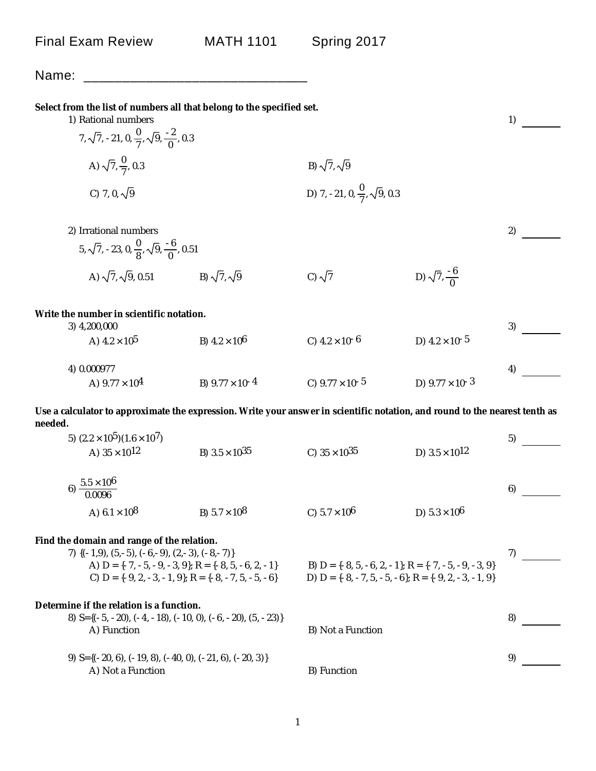Final Exam Review MATH 1101 Spring 2017

Name: ________________________________

**Select from the list of numbers all that belong to the specified set.**

1) Rational numbers 1) ______

$7, \sqrt{7}, -21, 0, \frac{0}{7}, \sqrt{9}, \frac{-2}{0}, 0.3$

A) $\sqrt{7}, \frac{0}{7}, 0.3$ B) $\sqrt{7}, \sqrt{9}$

C) $7, 0, \sqrt{9}$ D) $7, -21, 0, \frac{0}{7}, \sqrt{9}, 0.3$

2) Irrational numbers 2) ______

$5, \sqrt{7}, -23, 0, \frac{0}{8}, \sqrt{9}, \frac{-6}{0}, 0.51$

A) $\sqrt{7}, \sqrt{9}, 0.51$ B) $\sqrt{7}, \sqrt{9}$ C) $\sqrt{7}$ D) $\sqrt{7}, \frac{-6}{0}$

**Write the number in scientific notation.**

3) 4,200,000 3) ______

A) $4.2 \times 10^{5}$ B) $4.2 \times 10^{6}$ C) $4.2 \times 10^{-6}$ D) $4.2 \times 10^{-5}$

4) 0.000977 4) ______

A) $9.77 \times 10^{4}$ B) $9.77 \times 10^{-4}$ C) $9.77 \times 10^{-5}$ D) $9.77 \times 10^{-3}$

**Use a calculator to approximate the expression. Write your answer in scientific notation, and round to the nearest tenth as needed.**

5) $(2.2 \times 10^{5})(1.6 \times 10^{7})$ 5) ______

A) $35 \times 10^{12}$ B) $3.5 \times 10^{35}$ C) $35 \times 10^{35}$ D) $3.5 \times 10^{12}$

6) $\frac{5.5 \times 10^{6}}{0.0096}$ 6) ______

A) $6.1 \times 10^{8}$ B) $5.7 \times 10^{8}$ C) $5.7 \times 10^{6}$ D) $5.3 \times 10^{6}$

**Find the domain and range of the relation.**

7) $\{(-1,9), (5,-5), (-6,-9), (2,-3), (-8,-7)\}$ 7) ______

A) $D = \{7, -5, -9, -3, 9\}$; $R = \{8, 5, -6, 2, -1\}$ B) $D = \{-8, 5, -6, 2, -1\}$; $R = \{-7, -5, -9, -3, 9\}$

C) $D = \{9, 2, -3, -1, 9\}$; $R = \{-8, -7, 5, -5, -6\}$ D) $D = \{-8, -7, 5, -5, -6\}$; $R = \{-9, 2, -3, -1, 9\}$

**Determine if the relation is a function.**

8) $S=\{(-5, -20), (-4, -18), (-10, 0), (-6, -20), (5, -23)\}$ 8) ______

A) Function B) Not a Function

9) $S=\{(-20, 6), (-19, 8), (-40, 0), (-21, 6), (-20, 3)\}$ 9) ______

A) Not a Function B) Function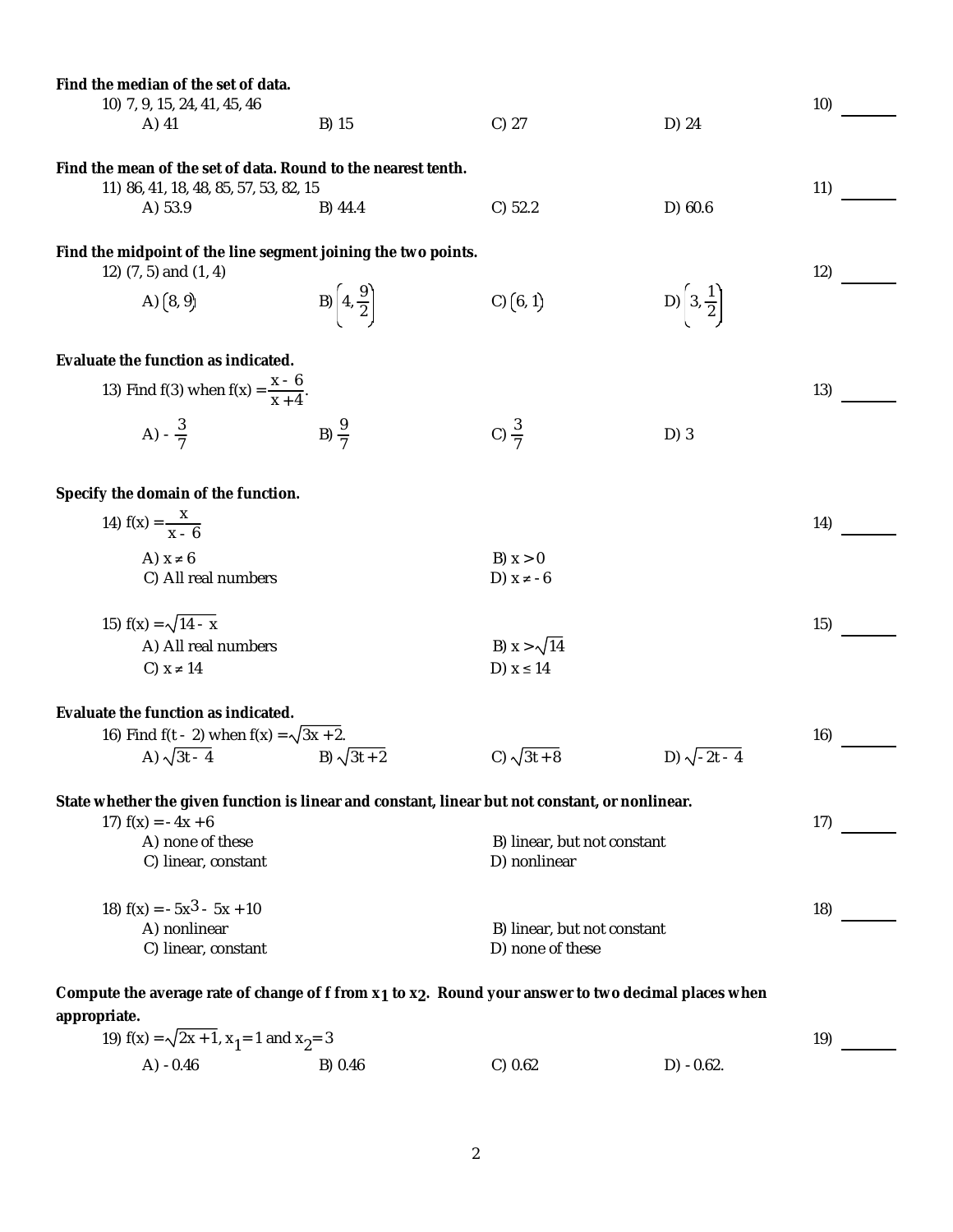**Find the median of the set of data.**

10) 7, 9, 15, 24, 41, 45, 46

A) 41 B) 15 C) 27 D) 24

10) _______

**Find the mean of the set of data. Round to the nearest tenth.**

11) 86, 41, 18, 48, 85, 57, 53, 82, 15

A) 53.9 B) 44.4 C) 52.2 D) 60.6

11) _______

**Find the midpoint of the line segment joining the two points.**

12) (7, 5) and (1, 4)

A) $(8, 9)$ B) $\left(4, \frac{9}{2}\right)$ C) $(6, 1)$ D) $\left(3, \frac{1}{2}\right)$

12) _______

**Evaluate the function as indicated.**

13) Find f(3) when $f(x) = \frac{x - 6}{x + 4}$.

A) $-\frac{3}{7}$ B) $\frac{9}{7}$ C) $\frac{3}{7}$ D) 3

13) _______

**Specify the domain of the function.**

14) $f(x) = \frac{x}{x - 6}$

A) $x \neq 6$ B) $x > 0$
C) All real numbers D) $x \neq -6$

14) _______

15) $f(x) = \sqrt{14 - x}$

A) All real numbers B) $x > \sqrt{14}$
C) $x \neq 14$ D) $x \leq 14$

15) _______

**Evaluate the function as indicated.**

16) Find f(t - 2) when $f(x) = \sqrt{3x + 2}$.

A) $\sqrt{3t - 4}$ B) $\sqrt{3t + 2}$ C) $\sqrt{3t + 8}$ D) $\sqrt{-2t - 4}$

16) _______

**State whether the given function is linear and constant, linear but not constant, or nonlinear.**

17) $f(x) = -4x + 6$

A) none of these B) linear, but not constant
C) linear, constant D) nonlinear

17) _______

18) $f(x) = -5x^3 - 5x + 10$

A) nonlinear B) linear, but not constant
C) linear, constant D) none of these

18) _______

**Compute the average rate of change of f from $x_1$ to $x_2$. Round your answer to two decimal places when appropriate.**

19) $f(x) = \sqrt{2x + 1}$, $x_1 = 1$ and $x_2 = 3$

A) -0.46 B) 0.46 C) 0.62 D) -0.62.

19) _______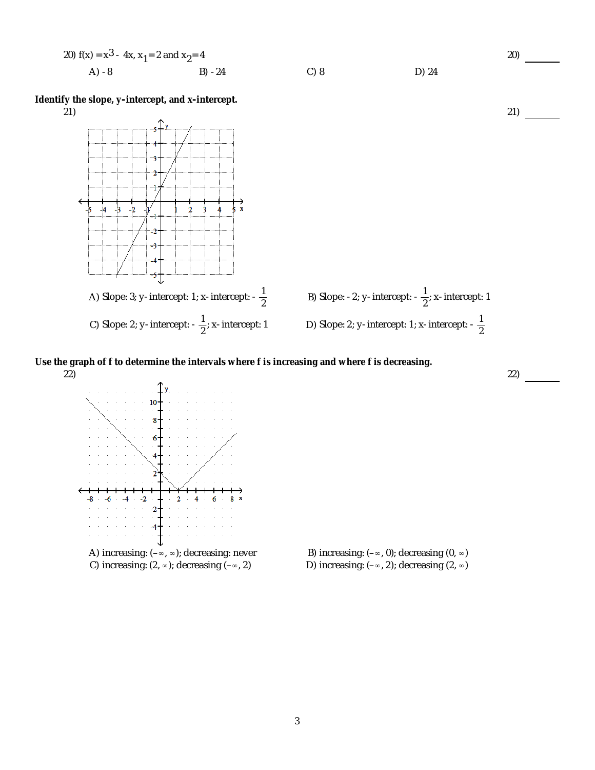20) $f(x) = x^3 - 4x$, $x_1 = 2$ and $x_2 = 4$

A) - 8 B) - 24 C) 8 D) 24

**Identify the slope, y-intercept, and x-intercept.**

21)

A) Slope: 3; y- intercept: 1; x- intercept: $-\frac{1}{2}$

B) Slope: - 2; y- intercept: $-\frac{1}{2}$; x- intercept: 1

C) Slope: 2; y- intercept: $-\frac{1}{2}$; x- intercept: 1

D) Slope: 2; y- intercept: 1; x- intercept: $-\frac{1}{2}$

**Use the graph of f to determine the intervals where f is increasing and where f is decreasing.**

22)

A) increasing: $(-\infty, \infty)$; decreasing: never

B) increasing: $(-\infty, 0)$; decreasing $(0, \infty)$

C) increasing: $(2, \infty)$; decreasing $(-\infty, 2)$

D) increasing: $(-\infty, 2)$; decreasing $(2, \infty)$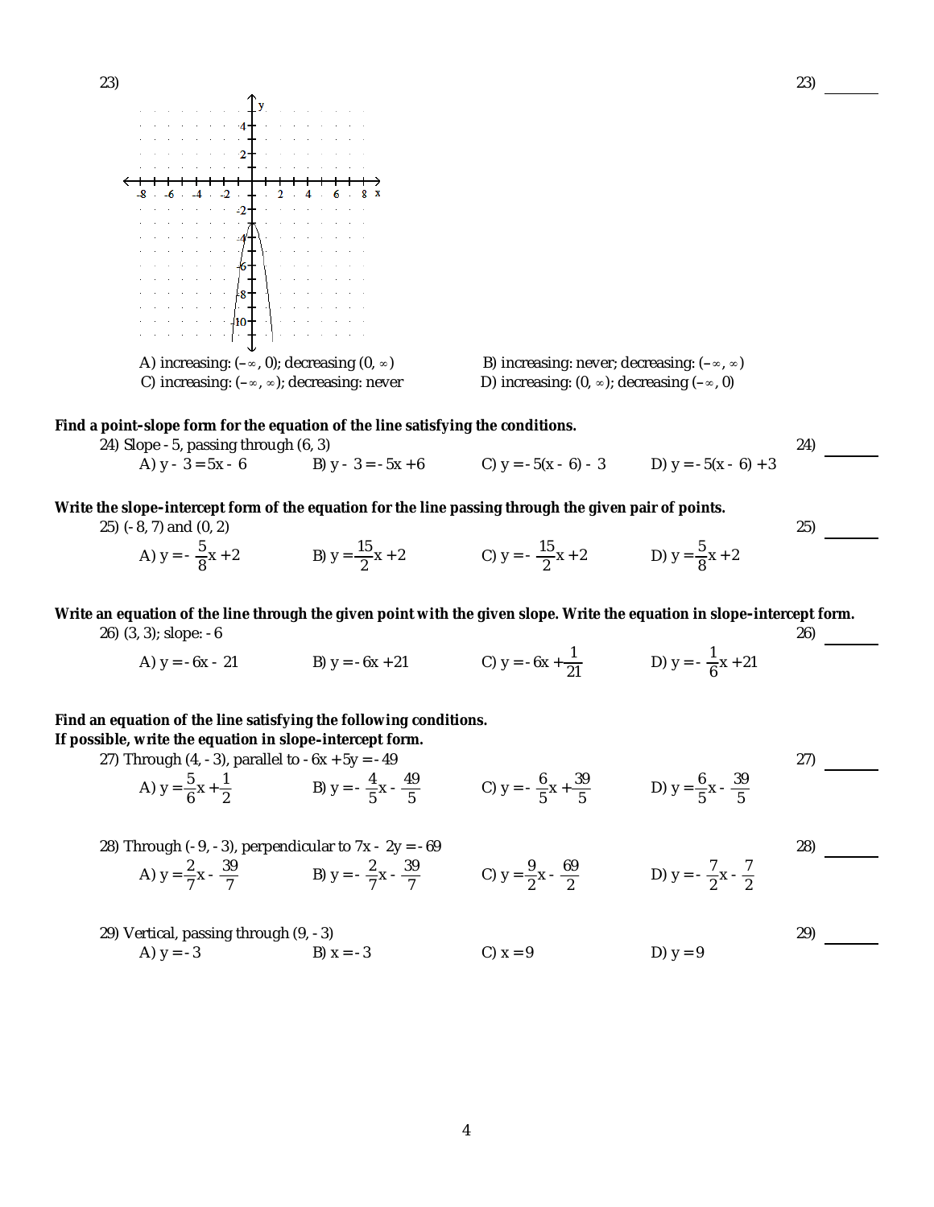23) 23) _______

A) increasing: $(-\infty, 0)$; decreasing $(0, \infty)$

B) increasing: never; decreasing: $(-\infty, \infty)$

C) increasing: $(-\infty, \infty)$; decreasing: never

D) increasing: $(0, \infty)$; decreasing $(-\infty, 0)$

**Find a point-slope form for the equation of the line satisfying the conditions.**

24) Slope $-5$, passing through $(6, 3)$ 24) _______

A) $y - 3 = 5x - 6$ B) $y - 3 = -5x + 6$ C) $y = -5(x - 6) - 3$ D) $y = -5(x - 6) + 3$

**Write the slope-intercept form of the equation for the line passing through the given pair of points.**

25) $(-8, 7)$ and $(0, 2)$ 25) _______

A) $y = -\dfrac{5}{8}x + 2$ B) $y = \dfrac{15}{2}x + 2$ C) $y = -\dfrac{15}{2}x + 2$ D) $y = \dfrac{5}{8}x + 2$

**Write an equation of the line through the given point with the given slope. Write the equation in slope-intercept form.**

26) $(3, 3)$; slope: $-6$ 26) _______

A) $y = -6x - 21$ B) $y = -6x + 21$ C) $y = -6x + \dfrac{1}{21}$ D) $y = -\dfrac{1}{6}x + 21$

**Find an equation of the line satisfying the following conditions.**
**If possible, write the equation in slope-intercept form.**

27) Through $(4, -3)$, parallel to $-6x + 5y = -49$ 27) _______

A) $y = \dfrac{5}{6}x + \dfrac{1}{2}$ B) $y = -\dfrac{4}{5}x - \dfrac{49}{5}$ C) $y = -\dfrac{6}{5}x + \dfrac{39}{5}$ D) $y = \dfrac{6}{5}x - \dfrac{39}{5}$

28) Through $(-9, -3)$, perpendicular to $7x - 2y = -69$ 28) _______

A) $y = \dfrac{2}{7}x - \dfrac{39}{7}$ B) $y = -\dfrac{2}{7}x - \dfrac{39}{7}$ C) $y = \dfrac{9}{2}x - \dfrac{69}{2}$ D) $y = -\dfrac{7}{2}x - \dfrac{7}{2}$

29) Vertical, passing through $(9, -3)$ 29) _______

A) $y = -3$ B) $x = -3$ C) $x = 9$ D) $y = 9$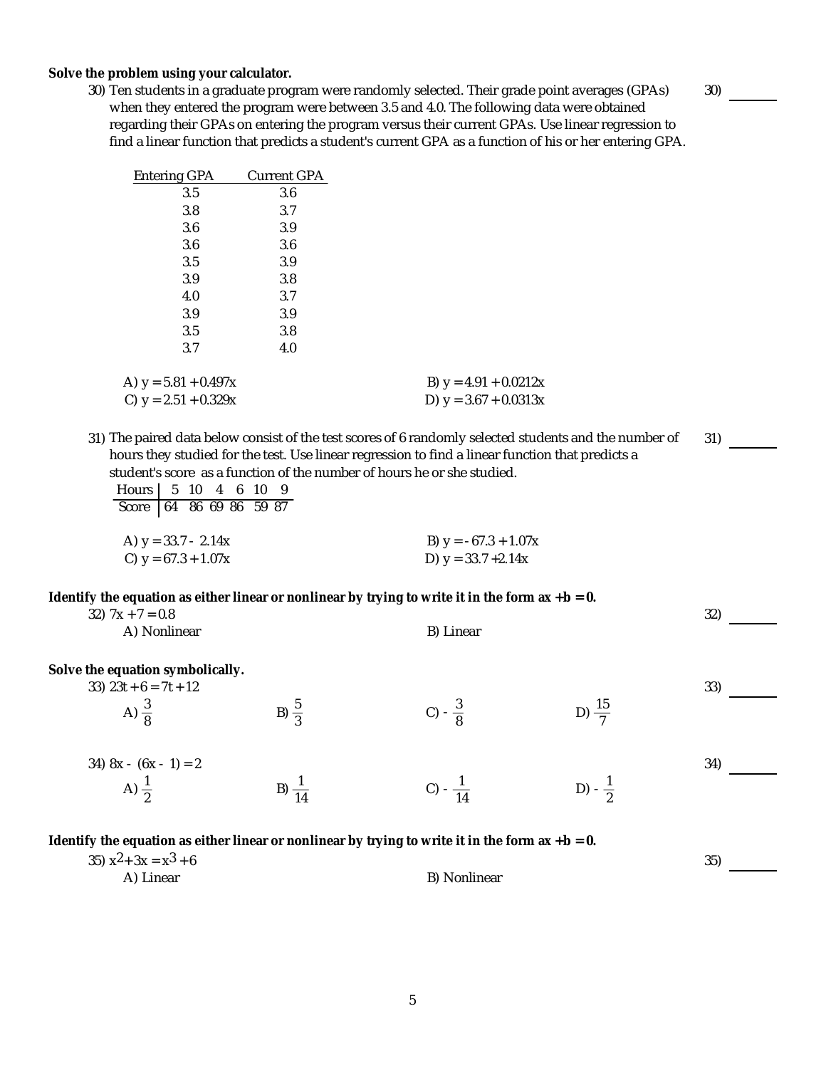**Solve the problem using your calculator.**

30) Ten students in a graduate program were randomly selected. Their grade point averages (GPAs) when they entered the program were between 3.5 and 4.0. The following data were obtained regarding their GPAs on entering the program versus their current GPAs. Use linear regression to find a linear function that predicts a student's current GPA as a function of his or her entering GPA.

30) ______

| Entering GPA | Current GPA |
|---|---|
| 3.5 | 3.6 |
| 3.8 | 3.7 |
| 3.6 | 3.9 |
| 3.6 | 3.6 |
| 3.5 | 3.9 |
| 3.9 | 3.8 |
| 4.0 | 3.7 |
| 3.9 | 3.9 |
| 3.5 | 3.8 |
| 3.7 | 4.0 |

A) $y = 5.81 + 0.497x$
B) $y = 4.91 + 0.0212x$
C) $y = 2.51 + 0.329x$
D) $y = 3.67 + 0.0313x$

31) The paired data below consist of the test scores of 6 randomly selected students and the number of hours they studied for the test. Use linear regression to find a linear function that predicts a student's score as a function of the number of hours he or she studied.

31) ______

| Hours | 5 | 10 | 4 | 6 | 10 | 9 |
|---|---|---|---|---|---|---|
| Score | 64 | 86 | 69 | 86 | 59 | 87 |

A) $y = 33.7 - 2.14x$
B) $y = -67.3 + 1.07x$
C) $y = 67.3 + 1.07x$
D) $y = 33.7 + 2.14x$

**Identify the equation as either linear or nonlinear by trying to write it in the form $ax + b = 0$.**

32) $7x + 7 = 0.8$

32) ______

A) Nonlinear
B) Linear

**Solve the equation symbolically.**

33) $23t + 6 = 7t + 12$

33) ______

A) $\frac{3}{8}$
B) $\frac{5}{3}$
C) $-\frac{3}{8}$
D) $\frac{15}{7}$

34) $8x - (6x - 1) = 2$

34) ______

A) $\frac{1}{2}$
B) $\frac{1}{14}$
C) $-\frac{1}{14}$
D) $-\frac{1}{2}$

**Identify the equation as either linear or nonlinear by trying to write it in the form $ax + b = 0$.**

35) $x^2 + 3x = x^3 + 6$

35) ______

A) Linear
B) Nonlinear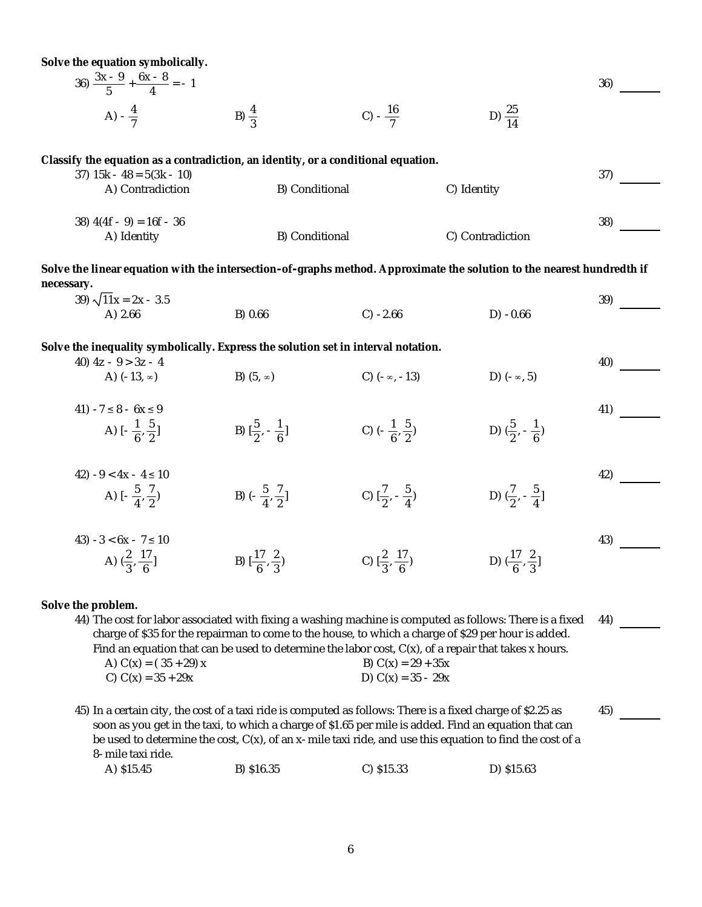**Solve the equation symbolically.**

36) $\frac{3x - 9}{5} + \frac{6x - 8}{4} = -1$ 36) ______

A) $-\frac{4}{7}$ B) $\frac{4}{3}$ C) $-\frac{16}{7}$ D) $\frac{25}{14}$

**Classify the equation as a contradiction, an identity, or a conditional equation.**

37) $15k - 48 = 5(3k - 10)$ 37) ______

A) Contradiction B) Conditional C) Identity

38) $4(4f - 9) = 16f - 36$ 38) ______

A) Identity B) Conditional C) Contradiction

**Solve the linear equation with the intersection-of-graphs method. Approximate the solution to the nearest hundredth if necessary.**

39) $\sqrt{11}x = 2x - 3.5$ 39) ______

A) 2.66 B) 0.66 C) -2.66 D) -0.66

**Solve the inequality symbolically. Express the solution set in interval notation.**

40) $4z - 9 > 3z - 4$ 40) ______

A) $(-13, \infty)$ B) $(5, \infty)$ C) $(-\infty, -13)$ D) $(-\infty, 5)$

41) $-7 \le 8 - 6x \le 9$ 41) ______

A) $[-\frac{1}{6}, \frac{5}{2}]$ B) $[\frac{5}{2}, -\frac{1}{6}]$ C) $(-\frac{1}{6}, \frac{5}{2})$ D) $(\frac{5}{2}, -\frac{1}{6})$

42) $-9 < 4x - 4 \le 10$ 42) ______

A) $[-\frac{5}{4}, \frac{7}{2})$ B) $(-\frac{5}{4}, \frac{7}{2}]$ C) $[\frac{7}{2}, -\frac{5}{4})$ D) $(\frac{7}{2}, -\frac{5}{4}]$

43) $-3 < 6x - 7 \le 10$ 43) ______

A) $(\frac{2}{3}, \frac{17}{6}]$ B) $[\frac{17}{6}, \frac{2}{3})$ C) $[\frac{2}{3}, \frac{17}{6})$ D) $(\frac{17}{6}, \frac{2}{3}]$

**Solve the problem.**

44) The cost for labor associated with fixing a washing machine is computed as follows: There is a fixed charge of $35 for the repairman to come to the house, to which a charge of $29 per hour is added. Find an equation that can be used to determine the labor cost, C(x), of a repair that takes x hours. 44) ______

A) $C(x) = (35 + 29)x$ B) $C(x) = 29 + 35x$
C) $C(x) = 35 + 29x$ D) $C(x) = 35 - 29x$

45) In a certain city, the cost of a taxi ride is computed as follows: There is a fixed charge of $2.25 as soon as you get in the taxi, to which a charge of $1.65 per mile is added. Find an equation that can be used to determine the cost, C(x), of an x-mile taxi ride, and use this equation to find the cost of a 8-mile taxi ride. 45) ______

A) $15.45 B) $16.35 C) $15.33 D) $15.63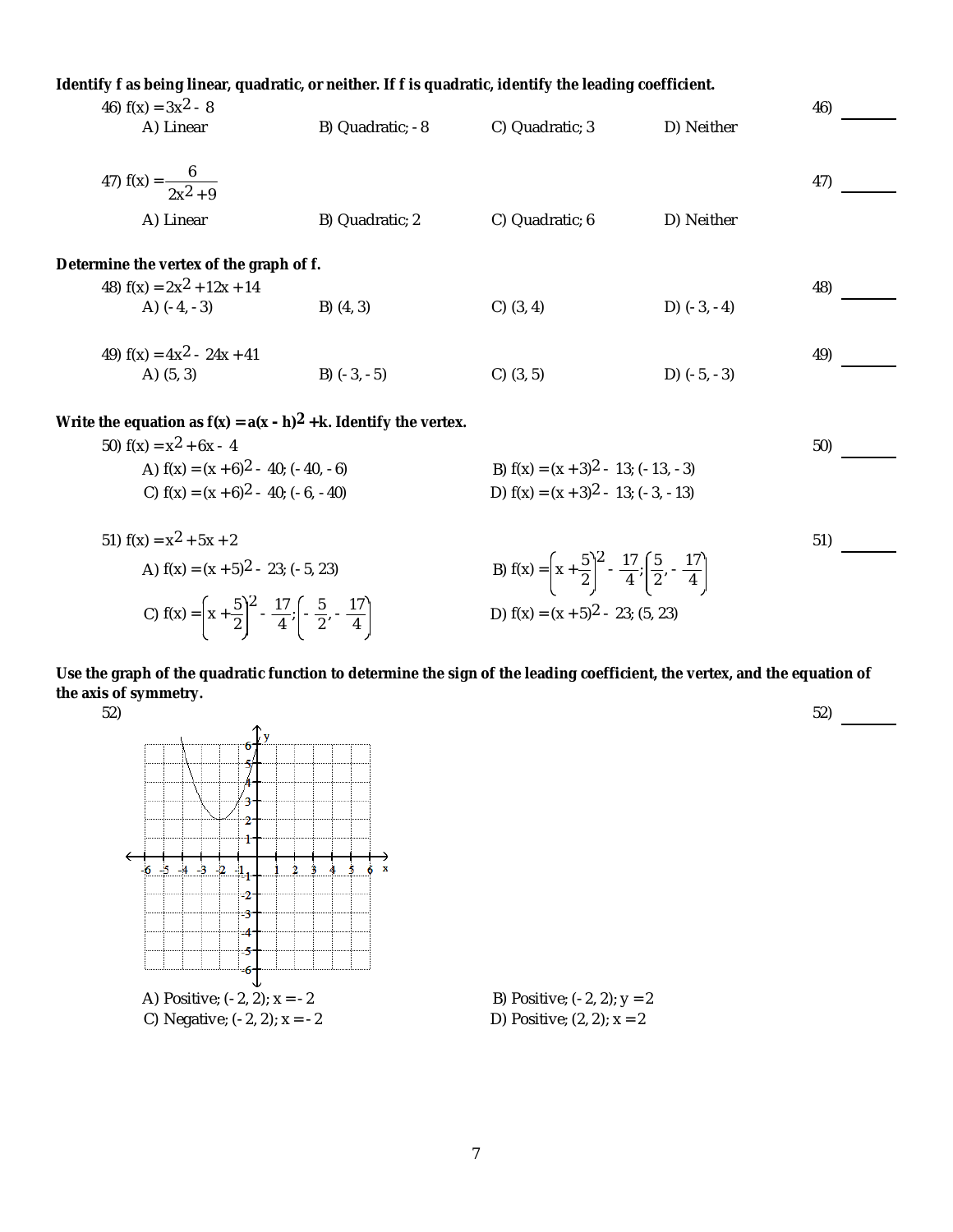**Identify f as being linear, quadratic, or neither. If f is quadratic, identify the leading coefficient.**

46) $f(x) = 3x^2 - 8$ &nbsp;&nbsp;&nbsp;&nbsp; 46) ______

A) Linear &nbsp;&nbsp;&nbsp;&nbsp; B) Quadratic; - 8 &nbsp;&nbsp;&nbsp;&nbsp; C) Quadratic; 3 &nbsp;&nbsp;&nbsp;&nbsp; D) Neither

47) $f(x) = \dfrac{6}{2x^2 + 9}$ &nbsp;&nbsp;&nbsp;&nbsp; 47) ______

A) Linear &nbsp;&nbsp;&nbsp;&nbsp; B) Quadratic; 2 &nbsp;&nbsp;&nbsp;&nbsp; C) Quadratic; 6 &nbsp;&nbsp;&nbsp;&nbsp; D) Neither

**Determine the vertex of the graph of f.**

48) $f(x) = 2x^2 + 12x + 14$ &nbsp;&nbsp;&nbsp;&nbsp; 48) ______

A) (- 4, - 3) &nbsp;&nbsp;&nbsp;&nbsp; B) (4, 3) &nbsp;&nbsp;&nbsp;&nbsp; C) (3, 4) &nbsp;&nbsp;&nbsp;&nbsp; D) (- 3, - 4)

49) $f(x) = 4x^2 - 24x + 41$ &nbsp;&nbsp;&nbsp;&nbsp; 49) ______

A) (5, 3) &nbsp;&nbsp;&nbsp;&nbsp; B) (- 3, - 5) &nbsp;&nbsp;&nbsp;&nbsp; C) (3, 5) &nbsp;&nbsp;&nbsp;&nbsp; D) (- 5, - 3)

**Write the equation as $f(x) = a(x - h)^2 + k$. Identify the vertex.**

50) $f(x) = x^2 + 6x - 4$ &nbsp;&nbsp;&nbsp;&nbsp; 50) ______

A) $f(x) = (x + 6)^2 - 40$; (- 40, - 6) &nbsp;&nbsp;&nbsp;&nbsp; B) $f(x) = (x + 3)^2 - 13$; (- 13, - 3)

C) $f(x) = (x + 6)^2 - 40$; (- 6, - 40) &nbsp;&nbsp;&nbsp;&nbsp; D) $f(x) = (x + 3)^2 - 13$; (- 3, - 13)

51) $f(x) = x^2 + 5x + 2$ &nbsp;&nbsp;&nbsp;&nbsp; 51) ______

A) $f(x) = (x + 5)^2 - 23$; (- 5, 23) &nbsp;&nbsp;&nbsp;&nbsp; B) $f(x) = \left(x + \dfrac{5}{2}\right)^2 - \dfrac{17}{4}$; $\left(\dfrac{5}{2}, -\dfrac{17}{4}\right)$

C) $f(x) = \left(x + \dfrac{5}{2}\right)^2 - \dfrac{17}{4}$; $\left(-\dfrac{5}{2}, -\dfrac{17}{4}\right)$ &nbsp;&nbsp;&nbsp;&nbsp; D) $f(x) = (x + 5)^2 - 23$; (5, 23)

**Use the graph of the quadratic function to determine the sign of the leading coefficient, the vertex, and the equation of the axis of symmetry.**

52) &nbsp;&nbsp;&nbsp;&nbsp; 52) ______

A) Positive; (- 2, 2); $x = -2$ &nbsp;&nbsp;&nbsp;&nbsp; B) Positive; (- 2, 2); $y = 2$

C) Negative; (- 2, 2); $x = -2$ &nbsp;&nbsp;&nbsp;&nbsp; D) Positive; (2, 2); $x = 2$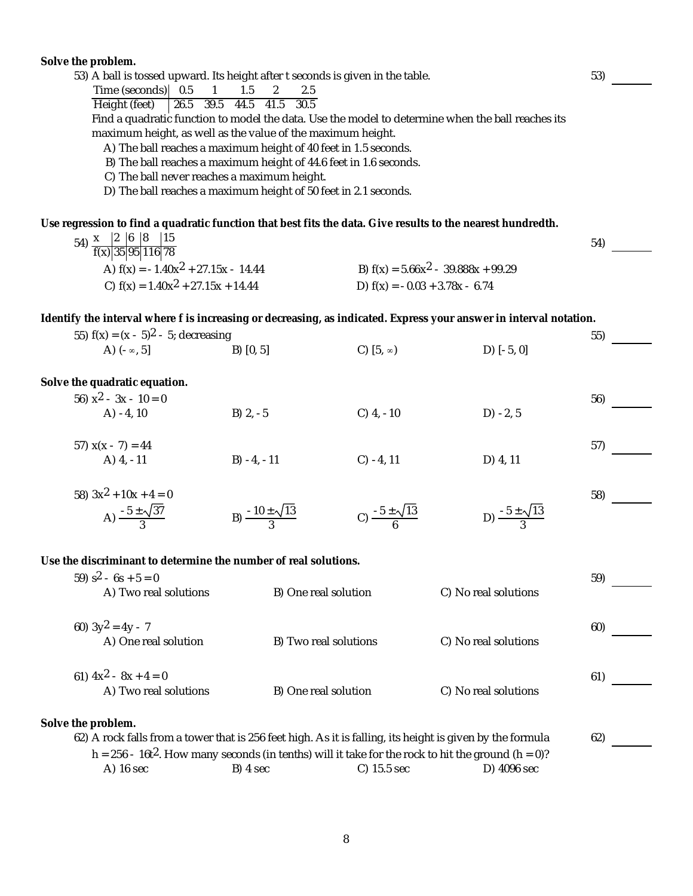**Solve the problem.**

53) A ball is tossed upward. Its height after t seconds is given in the table.

| Time (seconds) | 0.5 | 1 | 1.5 | 2 | 2.5 |
|---|---|---|---|---|---|
| Height (feet) | 26.5 | 39.5 | 44.5 | 41.5 | 30.5 |

Find a quadratic function to model the data. Use the model to determine when the ball reaches its maximum height, as well as the value of the maximum height.

A) The ball reaches a maximum height of 40 feet in 1.5 seconds.
B) The ball reaches a maximum height of 44.6 feet in 1.6 seconds.
C) The ball never reaches a maximum height.
D) The ball reaches a maximum height of 50 feet in 2.1 seconds.

53) ______

**Use regression to find a quadratic function that best fits the data. Give results to the nearest hundredth.**

54)

| x | 2 | 6 | 8 | 15 |
|---|---|---|---|---|
| f(x) | 35 | 95 | 116 | 78 |

A) $f(x) = -1.40x^2 + 27.15x - 14.44$
B) $f(x) = 5.66x^2 - 39.888x + 99.29$
C) $f(x) = 1.40x^2 + 27.15x + 14.44$
D) $f(x) = -0.03 + 3.78x - 6.74$

54) ______

**Identify the interval where f is increasing or decreasing, as indicated. Express your answer in interval notation.**

55) $f(x) = (x - 5)^2 - 5$; decreasing

A) $(-\infty, 5]$
B) $[0, 5]$
C) $[5, \infty)$
D) $[-5, 0]$

55) ______

**Solve the quadratic equation.**

56) $x^2 - 3x - 10 = 0$

A) $-4, 10$
B) $2, -5$
C) $4, -10$
D) $-2, 5$

56) ______

57) $x(x - 7) = 44$

A) $4, -11$
B) $-4, -11$
C) $-4, 11$
D) $4, 11$

57) ______

58) $3x^2 + 10x + 4 = 0$

A) $\frac{-5 \pm \sqrt{37}}{3}$
B) $\frac{-10 \pm \sqrt{13}}{3}$
C) $\frac{-5 \pm \sqrt{13}}{6}$
D) $\frac{-5 \pm \sqrt{13}}{3}$

58) ______

**Use the discriminant to determine the number of real solutions.**

59) $s^2 - 6s + 5 = 0$

A) Two real solutions
B) One real solution
C) No real solutions

59) ______

60) $3y^2 = 4y - 7$

A) One real solution
B) Two real solutions
C) No real solutions

60) ______

61) $4x^2 - 8x + 4 = 0$

A) Two real solutions
B) One real solution
C) No real solutions

61) ______

**Solve the problem.**

62) A rock falls from a tower that is 256 feet high. As it is falling, its height is given by the formula $h = 256 - 16t^2$. How many seconds (in tenths) will it take for the rock to hit the ground ($h = 0$)?

A) 16 sec
B) 4 sec
C) 15.5 sec
D) 4096 sec

62) ______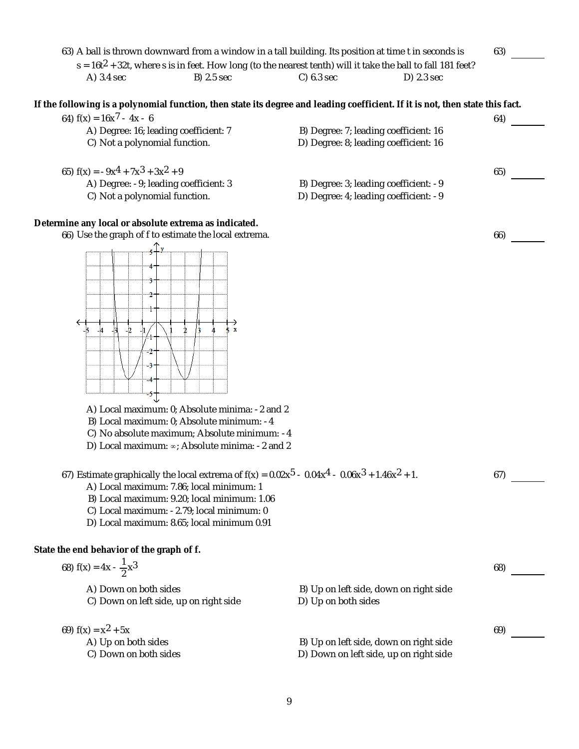63) A ball is thrown downward from a window in a tall building. Its position at time t in seconds is $s = 16t^2 + 32t$, where s is in feet. How long (to the nearest tenth) will it take the ball to fall 181 feet? 63) _______

A) 3.4 sec B) 2.5 sec C) 6.3 sec D) 2.3 sec

**If the following is a polynomial function, then state its degree and leading coefficient. If it is not, then state this fact.**

64) $f(x) = 16x^7 - 4x - 6$ 64) _______

A) Degree: 16; leading coefficient: 7
B) Degree: 7; leading coefficient: 16
C) Not a polynomial function.
D) Degree: 8; leading coefficient: 16

65) $f(x) = -9x^4 + 7x^3 + 3x^2 + 9$ 65) _______

A) Degree: - 9; leading coefficient: 3
B) Degree: 3; leading coefficient: - 9
C) Not a polynomial function.
D) Degree: 4; leading coefficient: - 9

**Determine any local or absolute extrema as indicated.**

66) Use the graph of f to estimate the local extrema. 66) _______

A) Local maximum: 0; Absolute minima: - 2 and 2
B) Local maximum: 0; Absolute minimum: - 4
C) No absolute maximum; Absolute minimum: - 4
D) Local maximum: ∞; Absolute minima: - 2 and 2

67) Estimate graphically the local extrema of $f(x) = 0.02x^5 - 0.04x^4 - 0.06x^3 + 1.46x^2 + 1$. 67) _______

A) Local maximum: 7.86; local minimum: 1
B) Local maximum: 9.20; local minimum: 1.06
C) Local maximum: - 2.79; local minimum: 0
D) Local maximum: 8.65; local minimum 0.91

**State the end behavior of the graph of f.**

68) $f(x) = 4x - \frac{1}{2}x^3$ 68) _______

A) Down on both sides
B) Up on left side, down on right side
C) Down on left side, up on right side
D) Up on both sides

69) $f(x) = x^2 + 5x$ 69) _______

A) Up on both sides
B) Up on left side, down on right side
C) Down on both sides
D) Down on left side, up on right side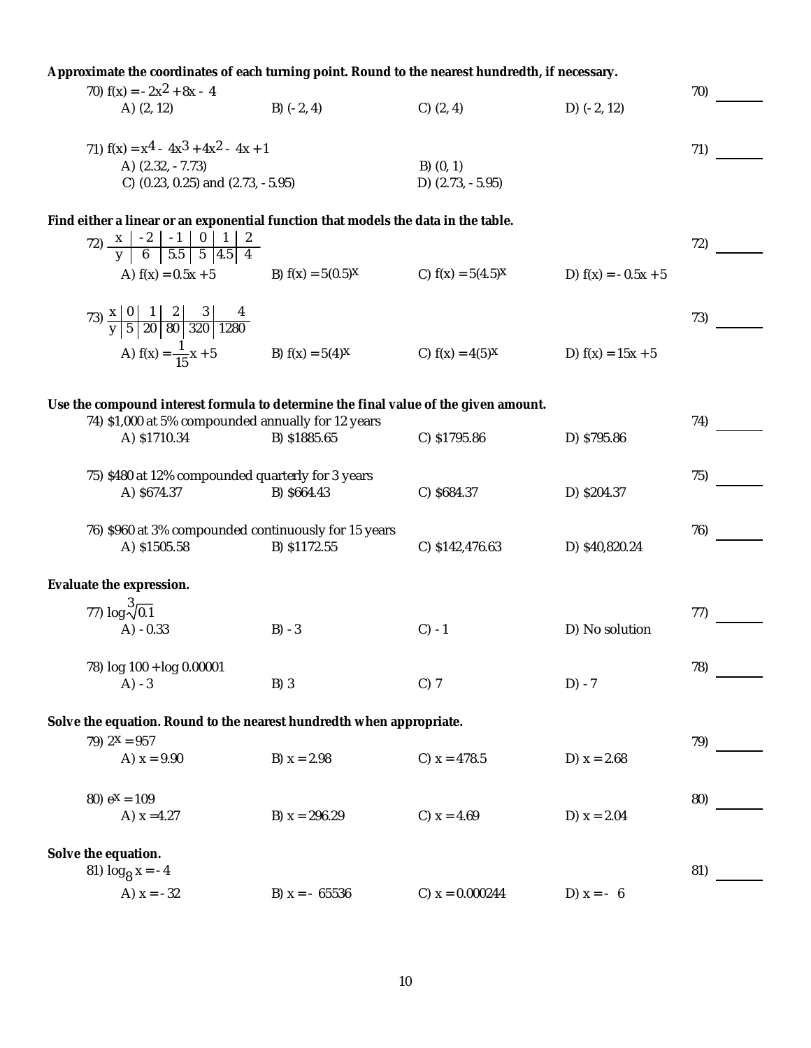**Approximate the coordinates of each turning point. Round to the nearest hundredth, if necessary.**

70) $f(x) = -2x^2 + 8x - 4$ 70) ______

A) (2, 12) B) (-2, 4) C) (2, 4) D) (-2, 12)

71) $f(x) = x^4 - 4x^3 + 4x^2 - 4x + 1$ 71) ______

A) (2.32, -7.73)
B) (0, 1)
C) (0.23, 0.25) and (2.73, -5.95)
D) (2.73, -5.95)

**Find either a linear or an exponential function that models the data in the table.**

72) 72) ______

| x | -2 | -1 | 0 | 1 | 2 |
|---|---|---|---|---|---|
| y | 6 | 5.5 | 5 | 4.5 | 4 |

A) $f(x) = 0.5x + 5$ B) $f(x) = 5(0.5)^x$ C) $f(x) = 5(4.5)^x$ D) $f(x) = -0.5x + 5$

73) 73) ______

| x | 0 | 1 | 2 | 3 | 4 |
|---|---|---|---|---|---|
| y | 5 | 20 | 80 | 320 | 1280 |

A) $f(x) = \frac{1}{15}x + 5$ B) $f(x) = 5(4)^x$ C) $f(x) = 4(5)^x$ D) $f(x) = 15x + 5$

**Use the compound interest formula to determine the final value of the given amount.**

74) $1,000 at 5% compounded annually for 12 years 74) ______

A) $1710.34 B) $1885.65 C) $1795.86 D) $795.86

75) $480 at 12% compounded quarterly for 3 years 75) ______

A) $674.37 B) $664.43 C) $684.37 D) $204.37

76) $960 at 3% compounded continuously for 15 years 76) ______

A) $1505.58 B) $1172.55 C) $142,476.63 D) $40,820.24

**Evaluate the expression.**

77) $\log \sqrt[3]{0.1}$ 77) ______

A) -0.33 B) -3 C) -1 D) No solution

78) $\log 100 + \log 0.00001$ 78) ______

A) -3 B) 3 C) 7 D) -7

**Solve the equation. Round to the nearest hundredth when appropriate.**

79) $2^x = 957$ 79) ______

A) $x = 9.90$ B) $x = 2.98$ C) $x = 478.5$ D) $x = 2.68$

80) $e^x = 109$ 80) ______

A) $x = 4.27$ B) $x = 296.29$ C) $x = 4.69$ D) $x = 2.04$

**Solve the equation.**

81) $\log_8 x = -4$ 81) ______

A) $x = -32$ B) $x = -65536$ C) $x = 0.000244$ D) $x = -6$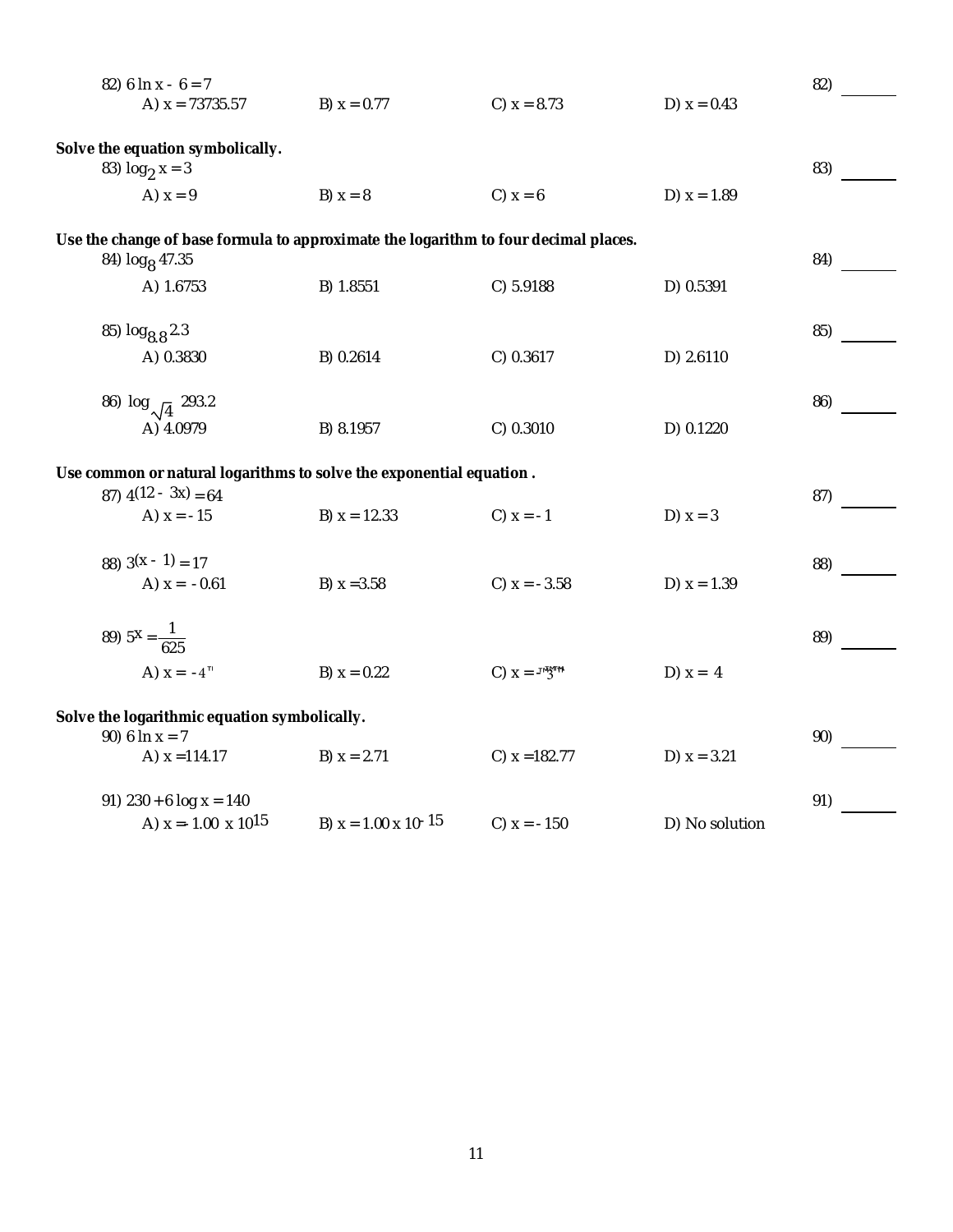82) $6 \ln x - 6 = 7$ 82) ______

A) $x = 73735.57$ B) $x = 0.77$ C) $x = 8.73$ D) $x = 0.43$

**Solve the equation symbolically.**

83) $\log_2 x = 3$ 83) ______

A) $x = 9$ B) $x = 8$ C) $x = 6$ D) $x = 1.89$

**Use the change of base formula to approximate the logarithm to four decimal places.**

84) $\log_8 47.35$ 84) ______

A) 1.6753 B) 1.8551 C) 5.9188 D) 0.5391

85) $\log_{8.8} 2.3$ 85) ______

A) 0.3830 B) 0.2614 C) 0.3617 D) 2.6110

86) $\log_{\sqrt{4}} 293.2$ 86) ______

A) 4.0979 B) 8.1957 C) 0.3010 D) 0.1220

**Use common or natural logarithms to solve the exponential equation .**

87) $4^{(12 - 3x)} = 64$ 87) ______

A) $x = -15$ B) $x = 12.33$ C) $x = -1$ D) $x = 3$

88) $3^{(x - 1)} = 17$ 88) ______

A) $x = -0.61$ B) $x = 3.58$ C) $x = -3.58$ D) $x = 1.39$

89) $5^x = \frac{1}{625}$ 89) ______

A) $x = -4$ B) $x = 0.22$ C) $x = 3$ D) $x = 4$

**Solve the logarithmic equation symbolically.**

90) $6 \ln x = 7$ 90) ______

A) $x = 114.17$ B) $x = 2.71$ C) $x = 182.77$ D) $x = 3.21$

91) $230 + 6 \log x = 140$ 91) ______

A) $x = -1.00 \times 10^{15}$ B) $x = 1.00 \times 10^{-15}$ C) $x = -150$ D) No solution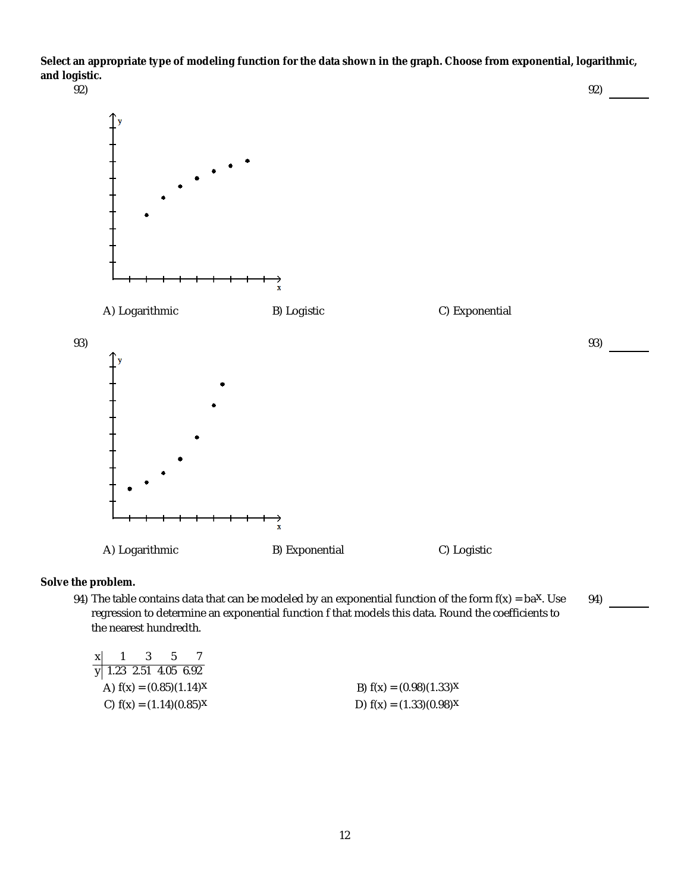**Select an appropriate type of modeling function for the data shown in the graph. Choose from exponential, logarithmic, and logistic.**

92) 

92) ______

A) Logarithmic    B) Logistic    C) Exponential

93) 

93) ______

A) Logarithmic    B) Exponential    C) Logistic

**Solve the problem.**

94) The table contains data that can be modeled by an exponential function of the form $f(x) = ba^x$. Use regression to determine an exponential function f that models this data. Round the coefficients to the nearest hundredth.

94) ______

| x | 1 | 3 | 5 | 7 |
|---|---|---|---|---|
| y | 1.23 | 2.51 | 4.05 | 6.92 |

A) $f(x) = (0.85)(1.14)^x$    B) $f(x) = (0.98)(1.33)^x$

C) $f(x) = (1.14)(0.85)^x$    D) $f(x) = (1.33)(0.98)^x$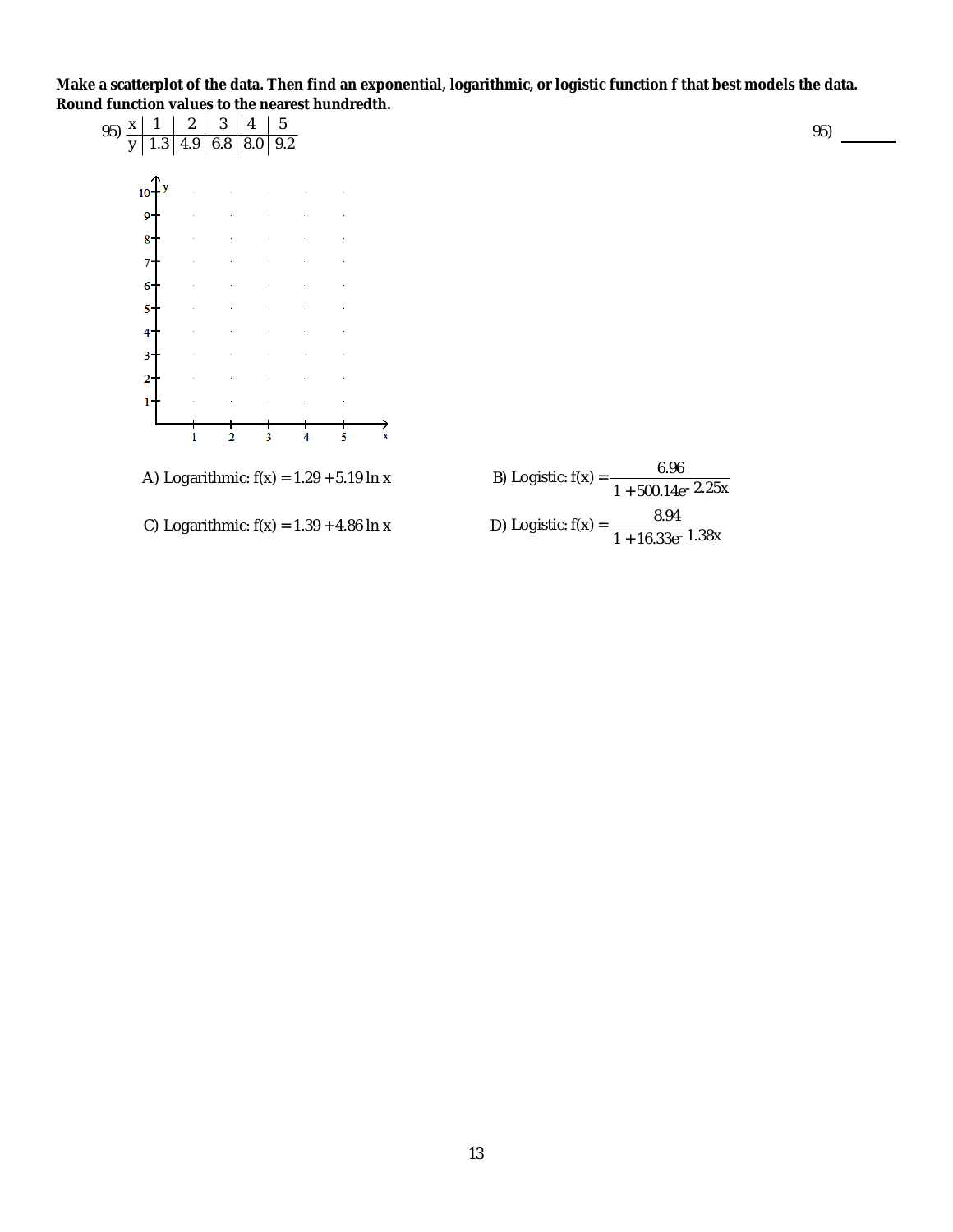**Make a scatterplot of the data. Then find an exponential, logarithmic, or logistic function f that best models the data. Round function values to the nearest hundredth.**

95)

| x | 1 | 2 | 3 | 4 | 5 |
|---|---|---|---|---|---|
| y | 1.3 | 4.9 | 6.8 | 8.0 | 9.2 |

95) _______

A) Logarithmic: $f(x) = 1.29 + 5.19 \ln x$

B) Logistic: $f(x) = \dfrac{6.96}{1 + 500.14e^{-2.25x}}$

C) Logarithmic: $f(x) = 1.39 + 4.86 \ln x$

D) Logistic: $f(x) = \dfrac{8.94}{1 + 16.33e^{-1.38x}}$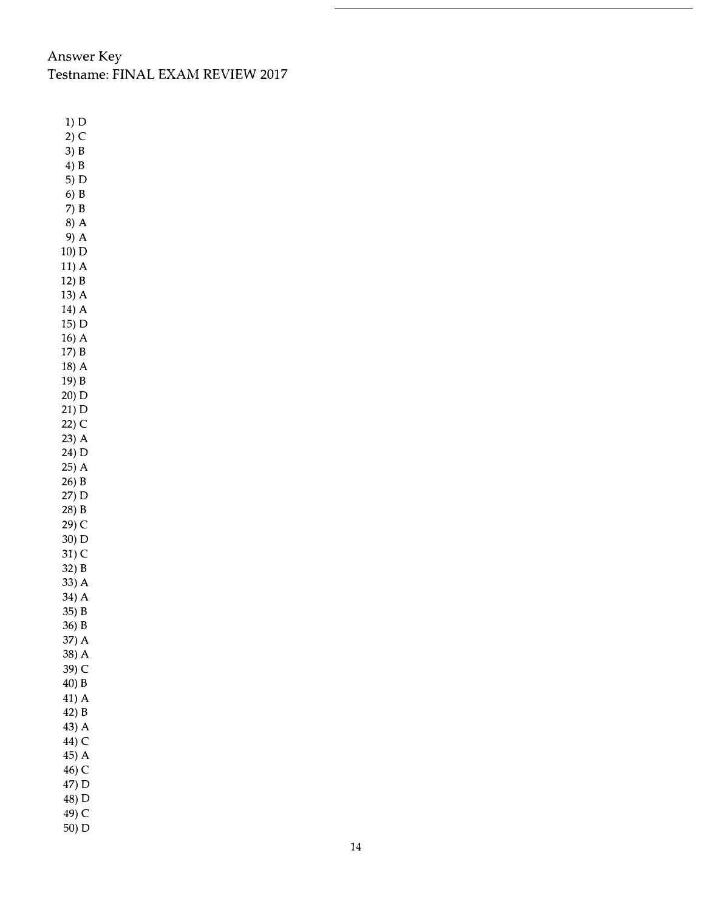Answer Key
Testname: FINAL EXAM REVIEW 2017

1) D
2) C
3) B
4) B
5) D
6) B
7) B
8) A
9) A
10) D
11) A
12) B
13) A
14) A
15) D
16) A
17) B
18) A
19) B
20) D
21) D
22) C
23) A
24) D
25) A
26) B
27) D
28) B
29) C
30) D
31) C
32) B
33) A
34) A
35) B
36) B
37) A
38) A
39) C
40) B
41) A
42) B
43) A
44) C
45) A
46) C
47) D
48) D
49) C
50) D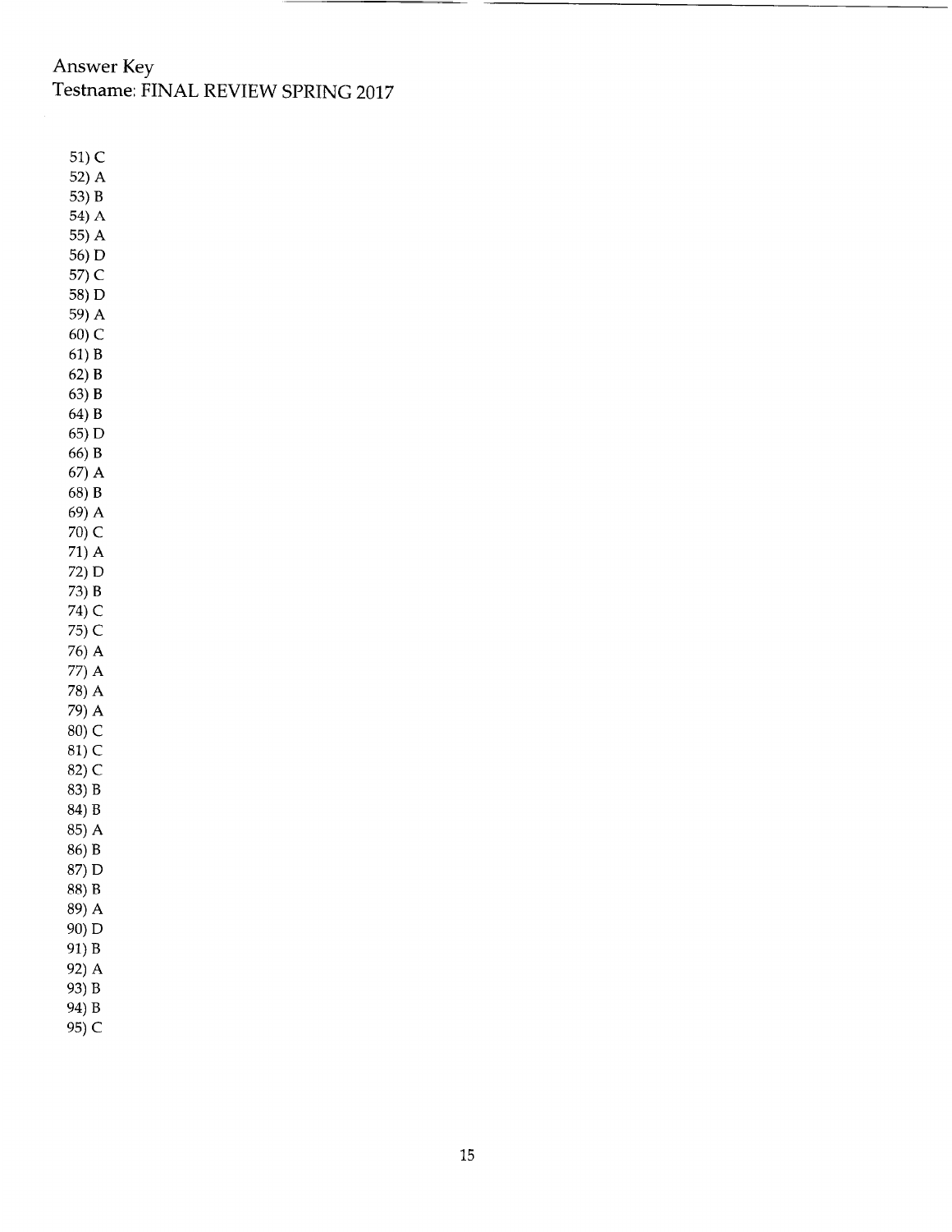Answer Key
Testname: FINAL REVIEW SPRING 2017

51) C
52) A
53) B
54) A
55) A
56) D
57) C
58) D
59) A
60) C
61) B
62) B
63) B
64) B
65) D
66) B
67) A
68) B
69) A
70) C
71) A
72) D
73) B
74) C
75) C
76) A
77) A
78) A
79) A
80) C
81) C
82) C
83) B
84) B
85) A
86) B
87) D
88) B
89) A
90) D
91) B
92) A
93) B
94) B
95) C